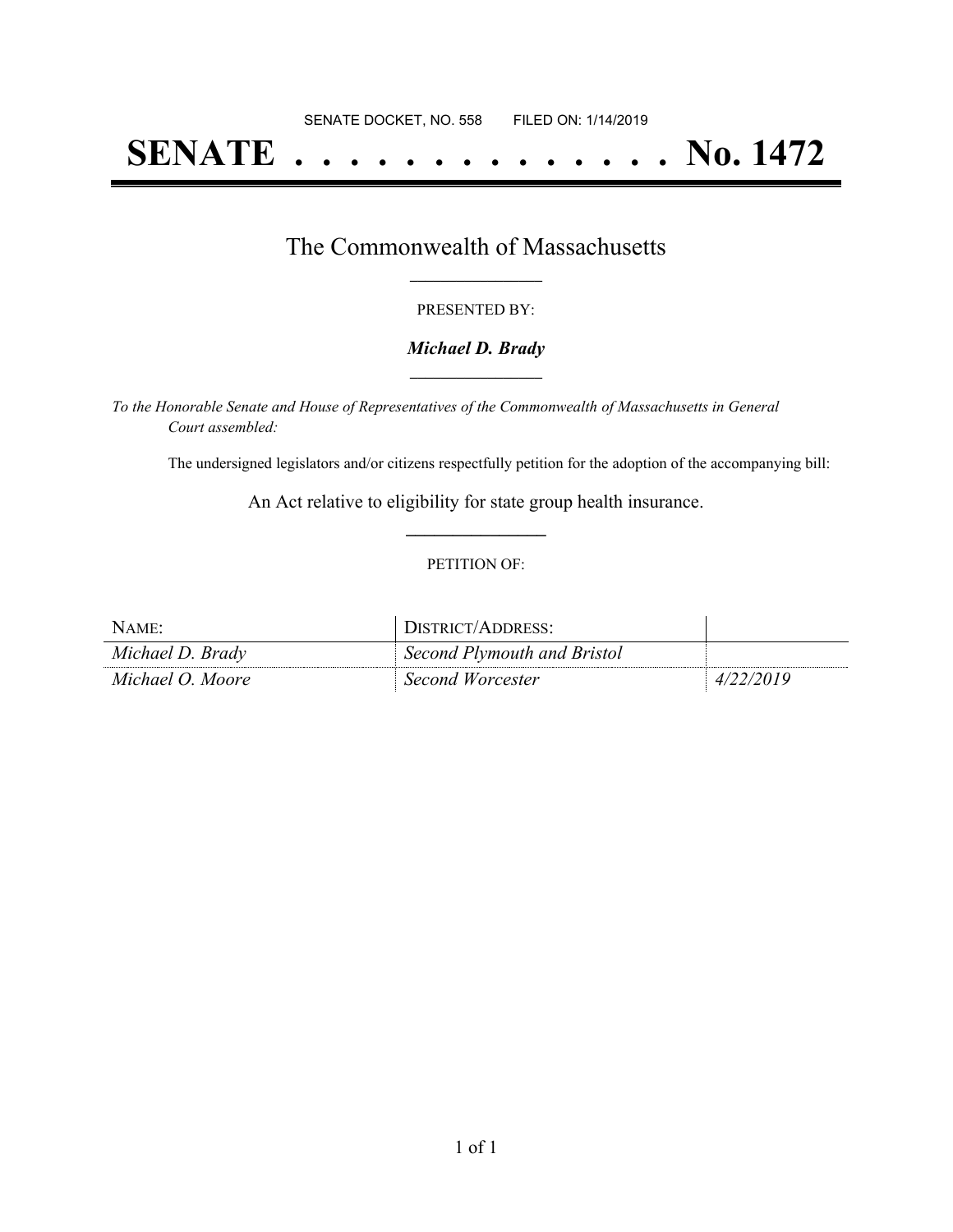SENATE DOCKET, NO. 558        FILED ON: 1/14/2019

# SENATE . . . . . . . . . . . . . . No. 1472

## The Commonwealth of Massachusetts

PRESENTED BY:

***Michael D. Brady***

*To the Honorable Senate and House of Representatives of the Commonwealth of Massachusetts in General Court assembled:*

The undersigned legislators and/or citizens respectfully petition for the adoption of the accompanying bill:

An Act relative to eligibility for state group health insurance.

PETITION OF:

| NAME: | DISTRICT/ADDRESS: | |
|---|---|---|
| *Michael D. Brady* | *Second Plymouth and Bristol* | |
| *Michael O. Moore* | *Second Worcester* | *4/22/2019* |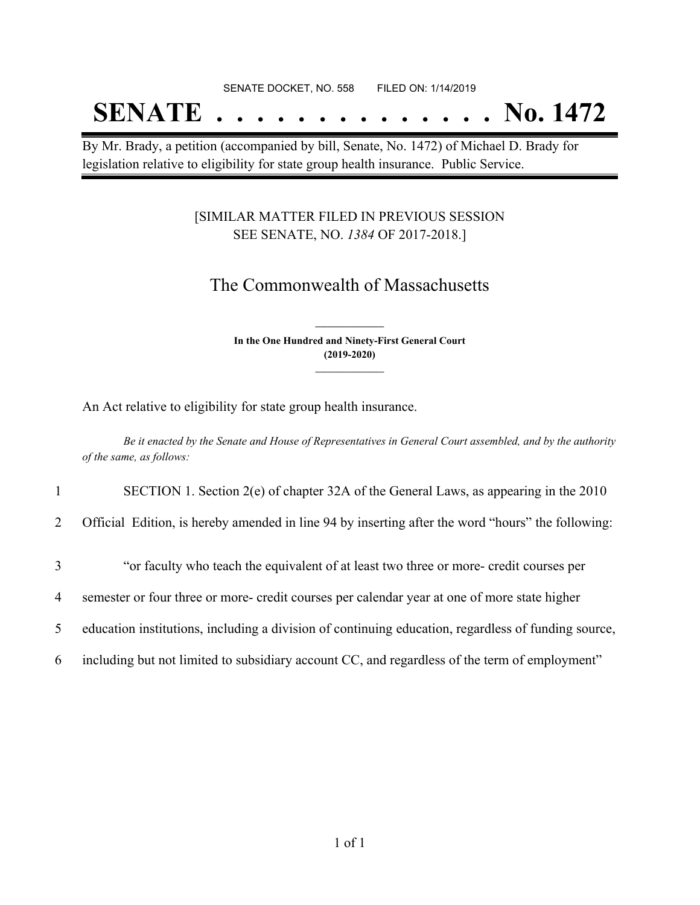SENATE DOCKET, NO. 558        FILED ON: 1/14/2019

# SENATE . . . . . . . . . . . . . . No. 1472

By Mr. Brady, a petition (accompanied by bill, Senate, No. 1472) of Michael D. Brady for legislation relative to eligibility for state group health insurance. Public Service.

[SIMILAR MATTER FILED IN PREVIOUS SESSION
SEE SENATE, NO. *1384* OF 2017-2018.]

## The Commonwealth of Massachusetts

**In the One Hundred and Ninety-First General Court**
**(2019-2020)**

An Act relative to eligibility for state group health insurance.

*Be it enacted by the Senate and House of Representatives in General Court assembled, and by the authority of the same, as follows:*

1 SECTION 1. Section 2(e) of chapter 32A of the General Laws, as appearing in the 2010
2 Official Edition, is hereby amended in line 94 by inserting after the word "hours" the following:

3 "or faculty who teach the equivalent of at least two three or more- credit courses per
4 semester or four three or more- credit courses per calendar year at one of more state higher
5 education institutions, including a division of continuing education, regardless of funding source,
6 including but not limited to subsidiary account CC, and regardless of the term of employment"